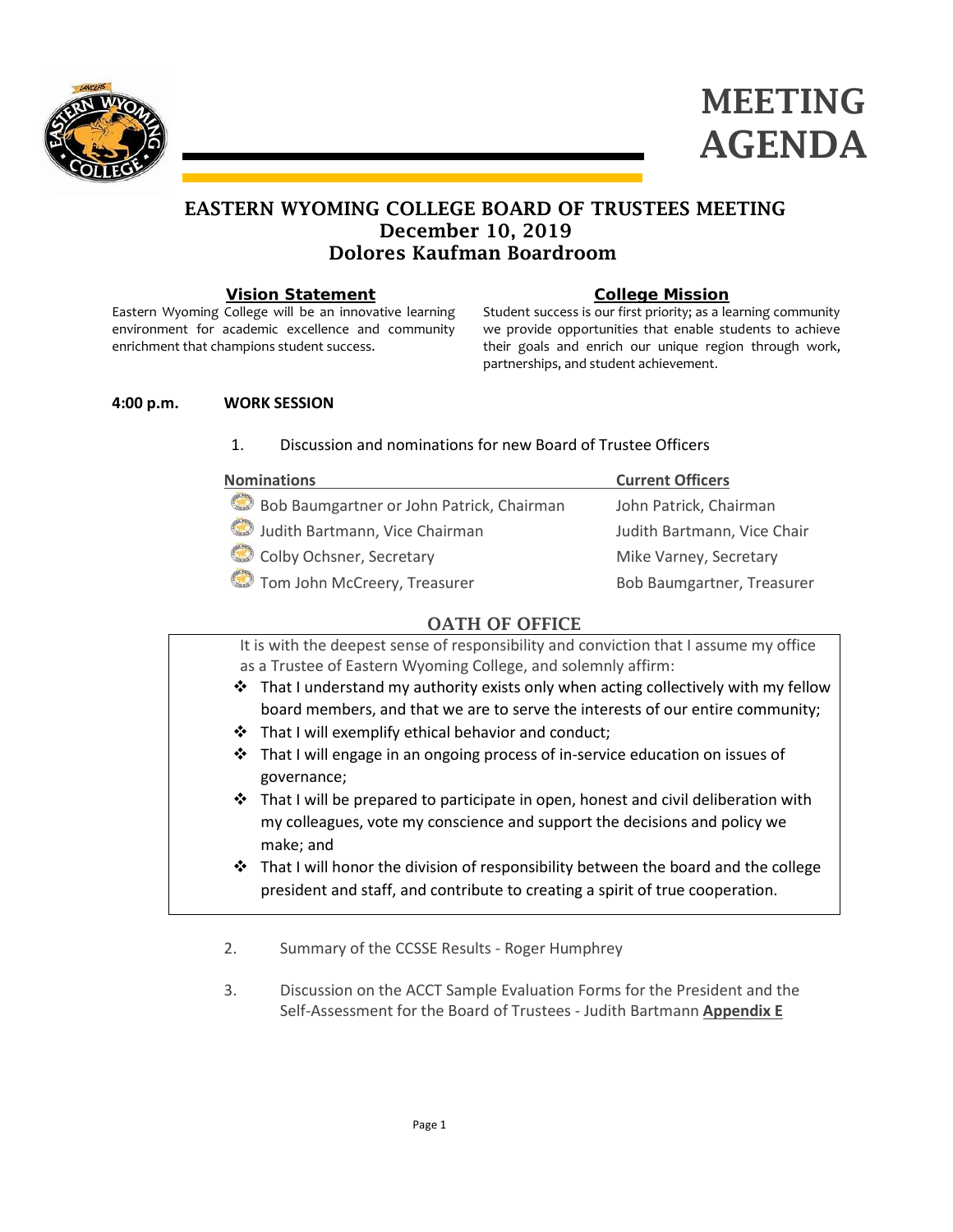# MEETING AGENDA

## EASTERN WYOMING COLLEGE BOARD OF TRUSTEES MEETING
## December 10, 2019
## Dolores Kaufman Boardroom

**Vision Statement**

Eastern Wyoming College will be an innovative learning environment for academic excellence and community enrichment that champions student success.

**College Mission**

Student success is our first priority; as a learning community we provide opportunities that enable students to achieve their goals and enrich our unique region through work, partnerships, and student achievement.

**4:00 p.m.** **WORK SESSION**

1. Discussion and nominations for new Board of Trustee Officers

| Nominations | Current Officers |
|---|---|
| Bob Baumgartner or John Patrick, Chairman | John Patrick, Chairman |
| Judith Bartmann, Vice Chairman | Judith Bartmann, Vice Chair |
| Colby Ochsner, Secretary | Mike Varney, Secretary |
| Tom John McCreery, Treasurer | Bob Baumgartner, Treasurer |

### OATH OF OFFICE

It is with the deepest sense of responsibility and conviction that I assume my office as a Trustee of Eastern Wyoming College, and solemnly affirm:

- That I understand my authority exists only when acting collectively with my fellow board members, and that we are to serve the interests of our entire community;
- That I will exemplify ethical behavior and conduct;
- That I will engage in an ongoing process of in-service education on issues of governance;
- That I will be prepared to participate in open, honest and civil deliberation with my colleagues, vote my conscience and support the decisions and policy we make; and
- That I will honor the division of responsibility between the board and the college president and staff, and contribute to creating a spirit of true cooperation.

2. Summary of the CCSSE Results - Roger Humphrey

3. Discussion on the ACCT Sample Evaluation Forms for the President and the Self-Assessment for the Board of Trustees - Judith Bartmann **Appendix E**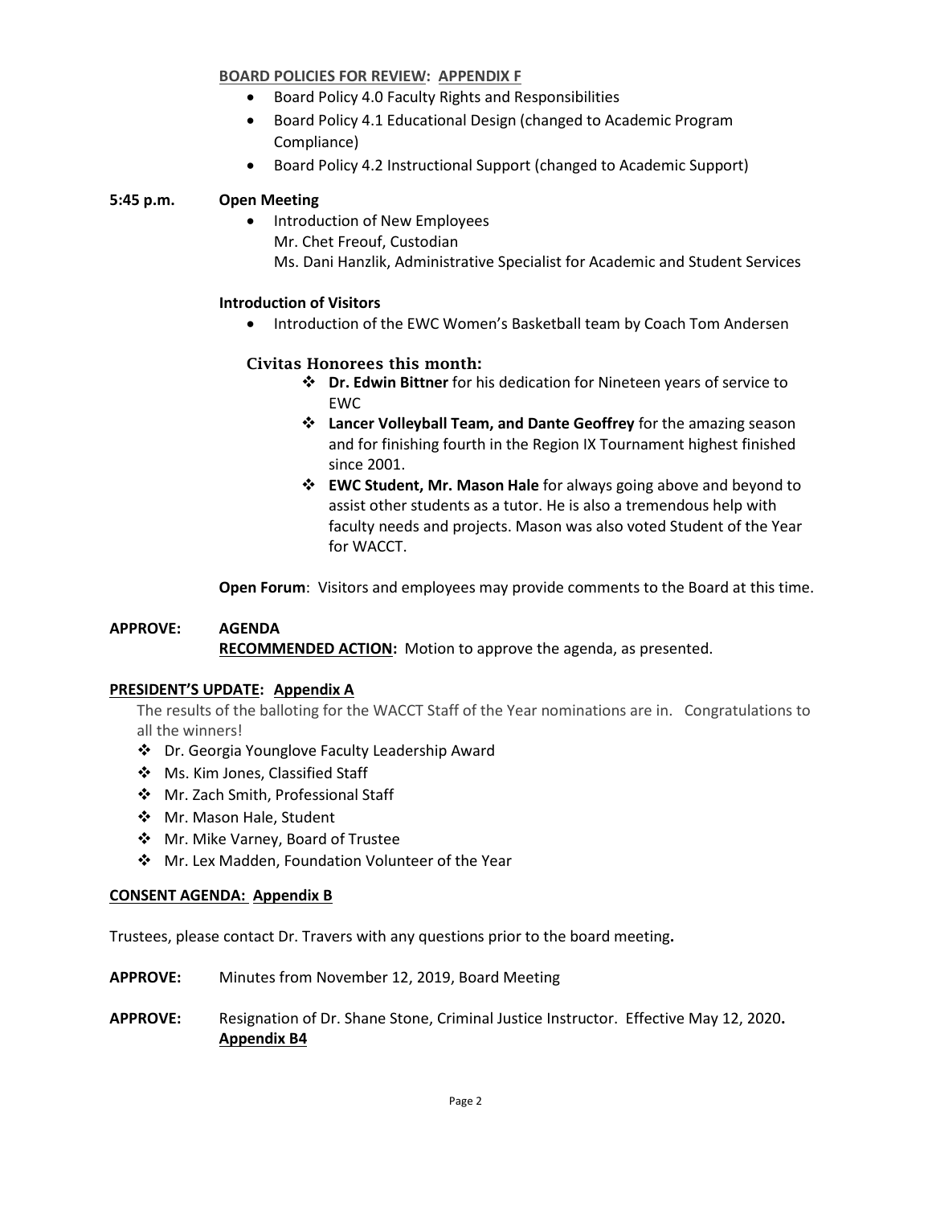**BOARD POLICIES FOR REVIEW: APPENDIX F**

- Board Policy 4.0 Faculty Rights and Responsibilities
- Board Policy 4.1 Educational Design (changed to Academic Program Compliance)
- Board Policy 4.2 Instructional Support (changed to Academic Support)

**5:45 p.m. Open Meeting**

- Introduction of New Employees
  Mr. Chet Freouf, Custodian
  Ms. Dani Hanzlik, Administrative Specialist for Academic and Student Services

**Introduction of Visitors**

- Introduction of the EWC Women's Basketball team by Coach Tom Andersen

**Civitas Honorees this month:**

- **Dr. Edwin Bittner** for his dedication for Nineteen years of service to EWC
- **Lancer Volleyball Team, and Dante Geoffrey** for the amazing season and for finishing fourth in the Region IX Tournament highest finished since 2001.
- **EWC Student, Mr. Mason Hale** for always going above and beyond to assist other students as a tutor. He is also a tremendous help with faculty needs and projects. Mason was also voted Student of the Year for WACCT.

**Open Forum**: Visitors and employees may provide comments to the Board at this time.

**APPROVE: AGENDA**
**RECOMMENDED ACTION:** Motion to approve the agenda, as presented.

**PRESIDENT'S UPDATE: Appendix A**

The results of the balloting for the WACCT Staff of the Year nominations are in. Congratulations to all the winners!

- Dr. Georgia Younglove Faculty Leadership Award
- Ms. Kim Jones, Classified Staff
- Mr. Zach Smith, Professional Staff
- Mr. Mason Hale, Student
- Mr. Mike Varney, Board of Trustee
- Mr. Lex Madden, Foundation Volunteer of the Year

**CONSENT AGENDA: Appendix B**

Trustees, please contact Dr. Travers with any questions prior to the board meeting**.**

**APPROVE:** Minutes from November 12, 2019, Board Meeting

**APPROVE:** Resignation of Dr. Shane Stone, Criminal Justice Instructor. Effective May 12, 2020**.** **Appendix B4**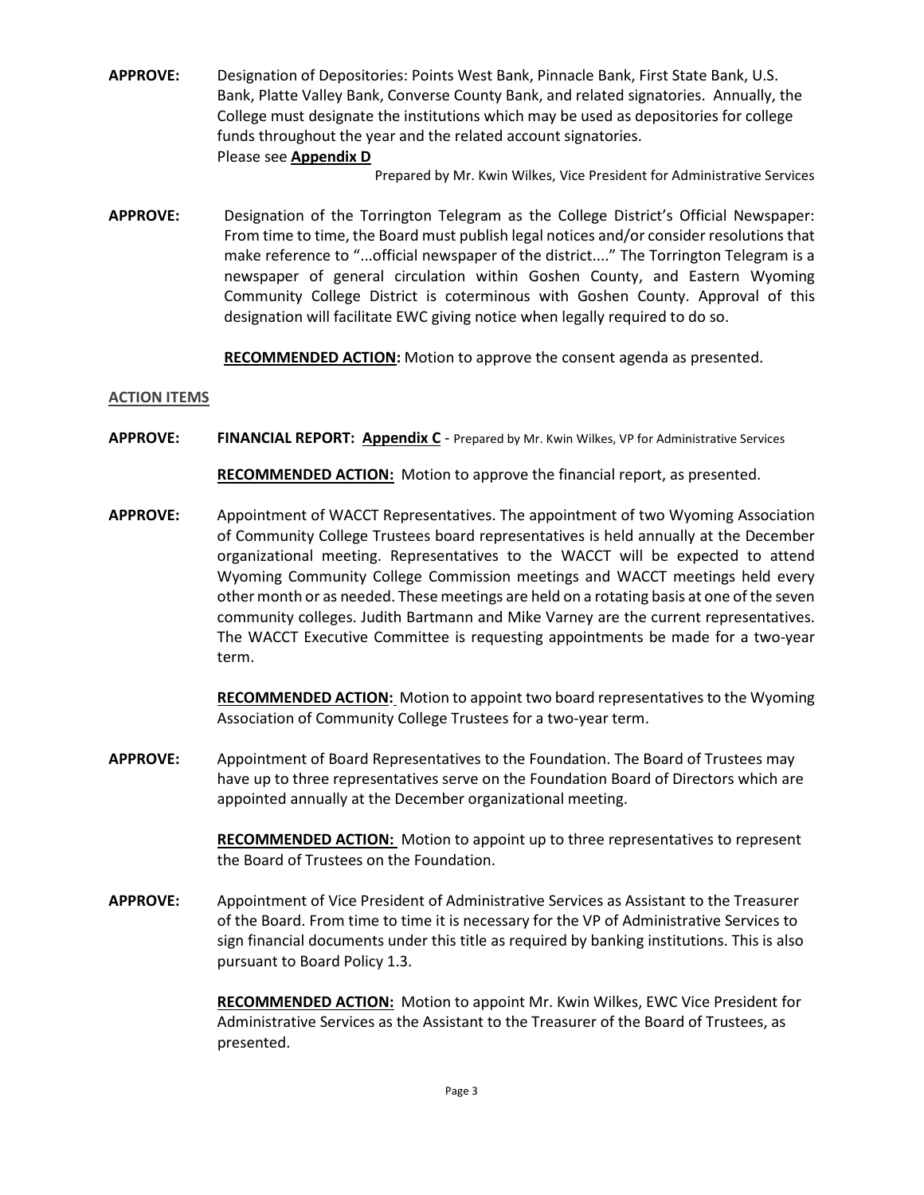**APPROVE:** Designation of Depositories: Points West Bank, Pinnacle Bank, First State Bank, U.S. Bank, Platte Valley Bank, Converse County Bank, and related signatories. Annually, the College must designate the institutions which may be used as depositories for college funds throughout the year and the related account signatories.
Please see **Appendix D**

Prepared by Mr. Kwin Wilkes, Vice President for Administrative Services

**APPROVE:** Designation of the Torrington Telegram as the College District's Official Newspaper: From time to time, the Board must publish legal notices and/or consider resolutions that make reference to "...official newspaper of the district...." The Torrington Telegram is a newspaper of general circulation within Goshen County, and Eastern Wyoming Community College District is coterminous with Goshen County. Approval of this designation will facilitate EWC giving notice when legally required to do so.

**RECOMMENDED ACTION:** Motion to approve the consent agenda as presented.

**ACTION ITEMS**

**APPROVE:** **FINANCIAL REPORT: Appendix C** - Prepared by Mr. Kwin Wilkes, VP for Administrative Services

**RECOMMENDED ACTION:** Motion to approve the financial report, as presented.

**APPROVE:** Appointment of WACCT Representatives. The appointment of two Wyoming Association of Community College Trustees board representatives is held annually at the December organizational meeting. Representatives to the WACCT will be expected to attend Wyoming Community College Commission meetings and WACCT meetings held every other month or as needed. These meetings are held on a rotating basis at one of the seven community colleges. Judith Bartmann and Mike Varney are the current representatives. The WACCT Executive Committee is requesting appointments be made for a two-year term.

**RECOMMENDED ACTION:** Motion to appoint two board representatives to the Wyoming Association of Community College Trustees for a two-year term.

**APPROVE:** Appointment of Board Representatives to the Foundation. The Board of Trustees may have up to three representatives serve on the Foundation Board of Directors which are appointed annually at the December organizational meeting.

**RECOMMENDED ACTION:** Motion to appoint up to three representatives to represent the Board of Trustees on the Foundation.

**APPROVE:** Appointment of Vice President of Administrative Services as Assistant to the Treasurer of the Board. From time to time it is necessary for the VP of Administrative Services to sign financial documents under this title as required by banking institutions. This is also pursuant to Board Policy 1.3.

**RECOMMENDED ACTION:** Motion to appoint Mr. Kwin Wilkes, EWC Vice President for Administrative Services as the Assistant to the Treasurer of the Board of Trustees, as presented.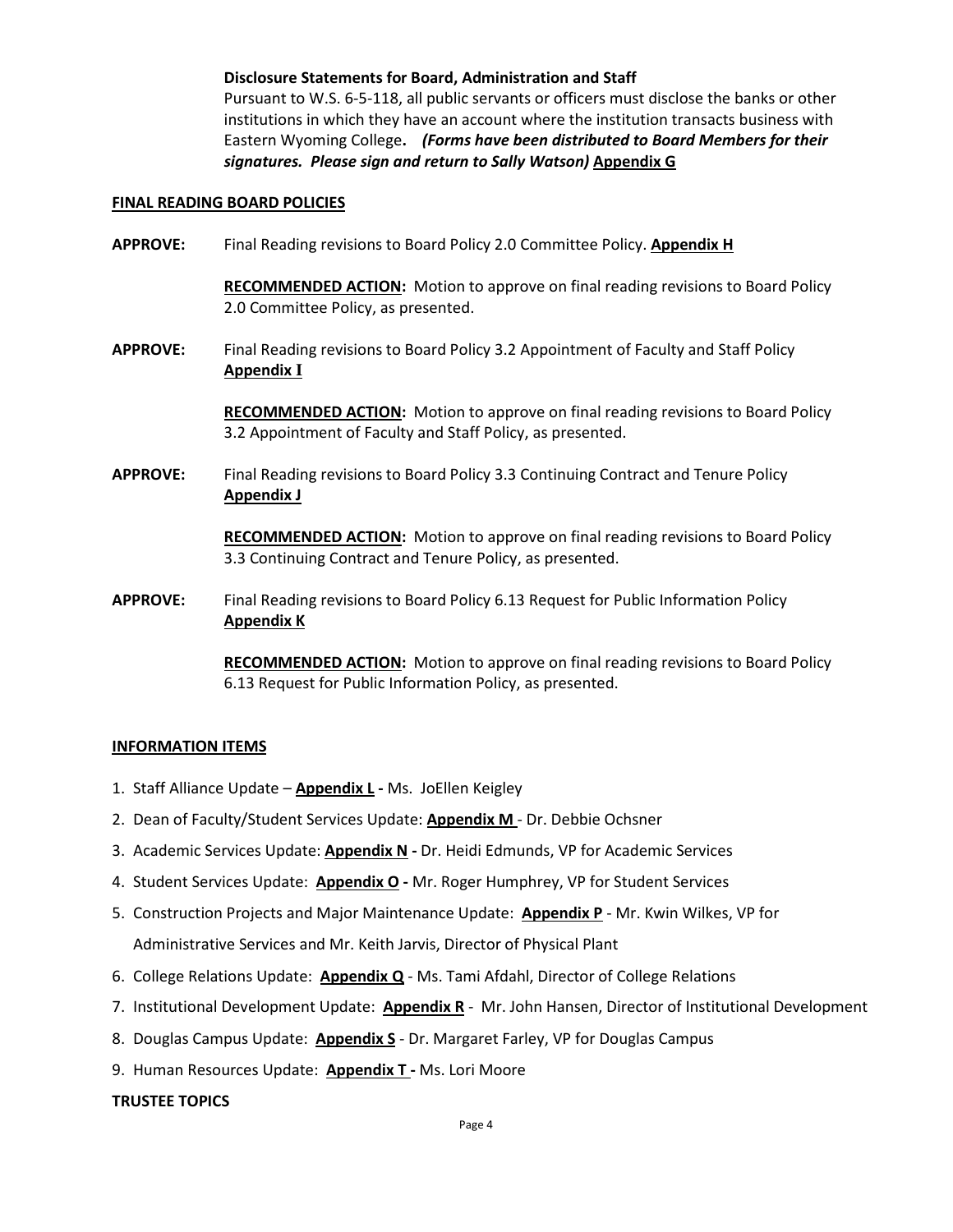**Disclosure Statements for Board, Administration and Staff**

Pursuant to W.S. 6-5-118, all public servants or officers must disclose the banks or other institutions in which they have an account where the institution transacts business with Eastern Wyoming College**.** ***(Forms have been distributed to Board Members for their signatures. Please sign and return to Sally Watson)*** **Appendix G**

**FINAL READING BOARD POLICIES**

**APPROVE:** Final Reading revisions to Board Policy 2.0 Committee Policy. **Appendix H**

**RECOMMENDED ACTION:** Motion to approve on final reading revisions to Board Policy 2.0 Committee Policy, as presented.

**APPROVE:** Final Reading revisions to Board Policy 3.2 Appointment of Faculty and Staff Policy **Appendix I**

**RECOMMENDED ACTION:** Motion to approve on final reading revisions to Board Policy 3.2 Appointment of Faculty and Staff Policy, as presented.

**APPROVE:** Final Reading revisions to Board Policy 3.3 Continuing Contract and Tenure Policy **Appendix J**

**RECOMMENDED ACTION:** Motion to approve on final reading revisions to Board Policy 3.3 Continuing Contract and Tenure Policy, as presented.

**APPROVE:** Final Reading revisions to Board Policy 6.13 Request for Public Information Policy **Appendix K**

**RECOMMENDED ACTION:** Motion to approve on final reading revisions to Board Policy 6.13 Request for Public Information Policy, as presented.

**INFORMATION ITEMS**

1. Staff Alliance Update – **Appendix L -** Ms. JoEllen Keigley
2. Dean of Faculty/Student Services Update: **Appendix M** - Dr. Debbie Ochsner
3. Academic Services Update: **Appendix N -** Dr. Heidi Edmunds, VP for Academic Services
4. Student Services Update: **Appendix O -** Mr. Roger Humphrey, VP for Student Services
5. Construction Projects and Major Maintenance Update: **Appendix P** - Mr. Kwin Wilkes, VP for Administrative Services and Mr. Keith Jarvis, Director of Physical Plant
6. College Relations Update: **Appendix Q** - Ms. Tami Afdahl, Director of College Relations
7. Institutional Development Update: **Appendix R** - Mr. John Hansen, Director of Institutional Development
8. Douglas Campus Update: **Appendix S** - Dr. Margaret Farley, VP for Douglas Campus
9. Human Resources Update: **Appendix T -** Ms. Lori Moore

**TRUSTEE TOPICS**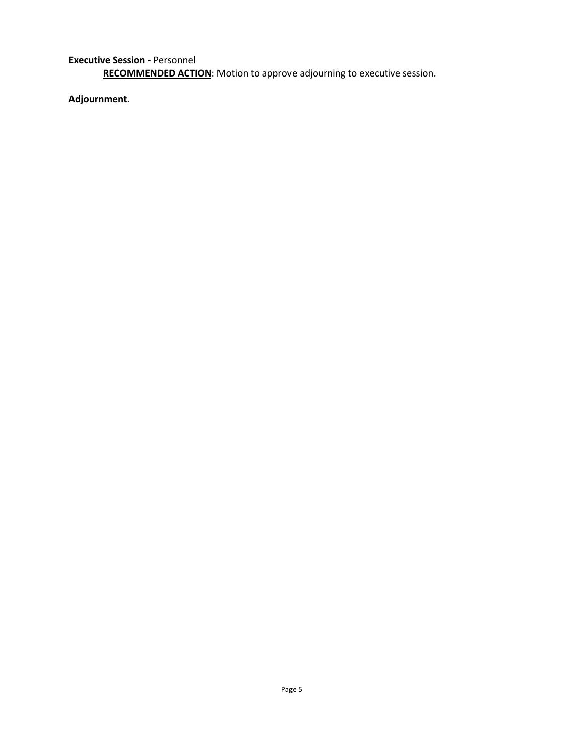**Executive Session -** Personnel

**RECOMMENDED ACTION**: Motion to approve adjourning to executive session.

**Adjournment**.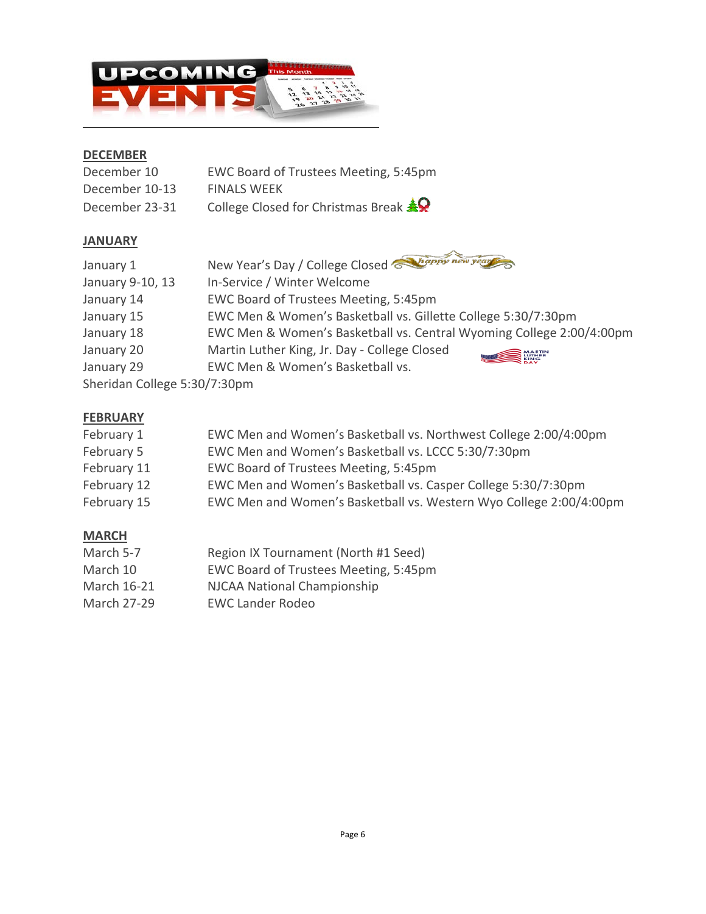# UPCOMING EVENTS

## DECEMBER

| | |
|---|---|
| December 10 | EWC Board of Trustees Meeting, 5:45pm |
| December 10-13 | FINALS WEEK |
| December 23-31 | College Closed for Christmas Break |

## JANUARY

| | |
|---|---|
| January 1 | New Year's Day / College Closed |
| January 9-10, 13 | In-Service / Winter Welcome |
| January 14 | EWC Board of Trustees Meeting, 5:45pm |
| January 15 | EWC Men & Women's Basketball vs. Gillette College 5:30/7:30pm |
| January 18 | EWC Men & Women's Basketball vs. Central Wyoming College 2:00/4:00pm |
| January 20 | Martin Luther King, Jr. Day - College Closed |
| January 29 | EWC Men & Women's Basketball vs. Sheridan College 5:30/7:30pm |

## FEBRUARY

| | |
|---|---|
| February 1 | EWC Men and Women's Basketball vs. Northwest College 2:00/4:00pm |
| February 5 | EWC Men and Women's Basketball vs. LCCC 5:30/7:30pm |
| February 11 | EWC Board of Trustees Meeting, 5:45pm |
| February 12 | EWC Men and Women's Basketball vs. Casper College 5:30/7:30pm |
| February 15 | EWC Men and Women's Basketball vs. Western Wyo College 2:00/4:00pm |

## MARCH

| | |
|---|---|
| March 5-7 | Region IX Tournament (North #1 Seed) |
| March 10 | EWC Board of Trustees Meeting, 5:45pm |
| March 16-21 | NJCAA National Championship |
| March 27-29 | EWC Lander Rodeo |